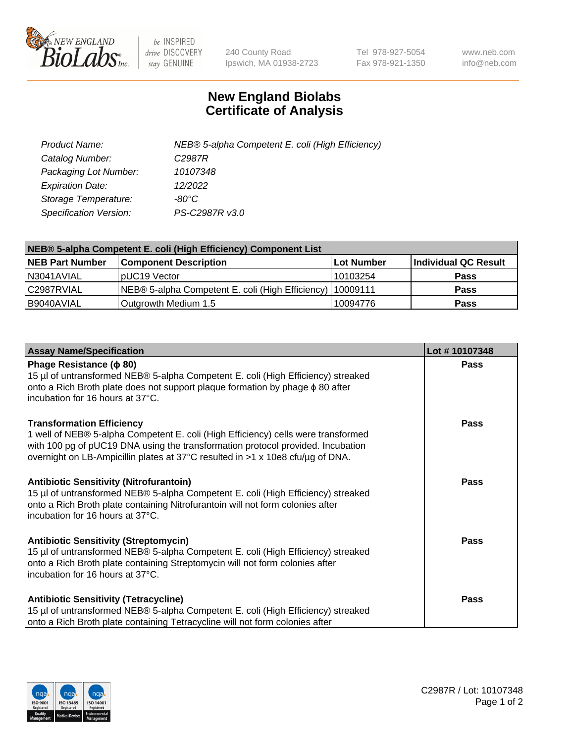# New England Biolabs
# Certificate of Analysis

| | |
|---|---|
| *Product Name:* | *NEB® 5-alpha Competent E. coli (High Efficiency)* |
| *Catalog Number:* | *C2987R* |
| *Packaging Lot Number:* | *10107348* |
| *Expiration Date:* | *12/2022* |
| *Storage Temperature:* | *-80°C* |
| *Specification Version:* | *PS-C2987R v3.0* |

| NEB® 5-alpha Competent E. coli (High Efficiency) Component List | | | |
|---|---|---|---|
| **NEB Part Number** | **Component Description** | **Lot Number** | **Individual QC Result** |
| N3041AVIAL | pUC19 Vector | 10103254 | **Pass** |
| C2987RVIAL | NEB® 5-alpha Competent E. coli (High Efficiency) | 10009111 | **Pass** |
| B9040AVIAL | Outgrowth Medium 1.5 | 10094776 | **Pass** |

| Assay Name/Specification | Lot # 10107348 |
|---|---|
| **Phage Resistance (ϕ 80)**<br>15 µl of untransformed NEB® 5-alpha Competent E. coli (High Efficiency) streaked onto a Rich Broth plate does not support plaque formation by phage ϕ 80 after incubation for 16 hours at 37°C. | **Pass** |
| **Transformation Efficiency**<br>1 well of NEB® 5-alpha Competent E. coli (High Efficiency) cells were transformed with 100 pg of pUC19 DNA using the transformation protocol provided. Incubation overnight on LB-Ampicillin plates at 37°C resulted in >1 x 10e8 cfu/µg of DNA. | **Pass** |
| **Antibiotic Sensitivity (Nitrofurantoin)**<br>15 µl of untransformed NEB® 5-alpha Competent E. coli (High Efficiency) streaked onto a Rich Broth plate containing Nitrofurantoin will not form colonies after incubation for 16 hours at 37°C. | **Pass** |
| **Antibiotic Sensitivity (Streptomycin)**<br>15 µl of untransformed NEB® 5-alpha Competent E. coli (High Efficiency) streaked onto a Rich Broth plate containing Streptomycin will not form colonies after incubation for 16 hours at 37°C. | **Pass** |
| **Antibiotic Sensitivity (Tetracycline)**<br>15 µl of untransformed NEB® 5-alpha Competent E. coli (High Efficiency) streaked onto a Rich Broth plate containing Tetracycline will not form colonies after | **Pass** |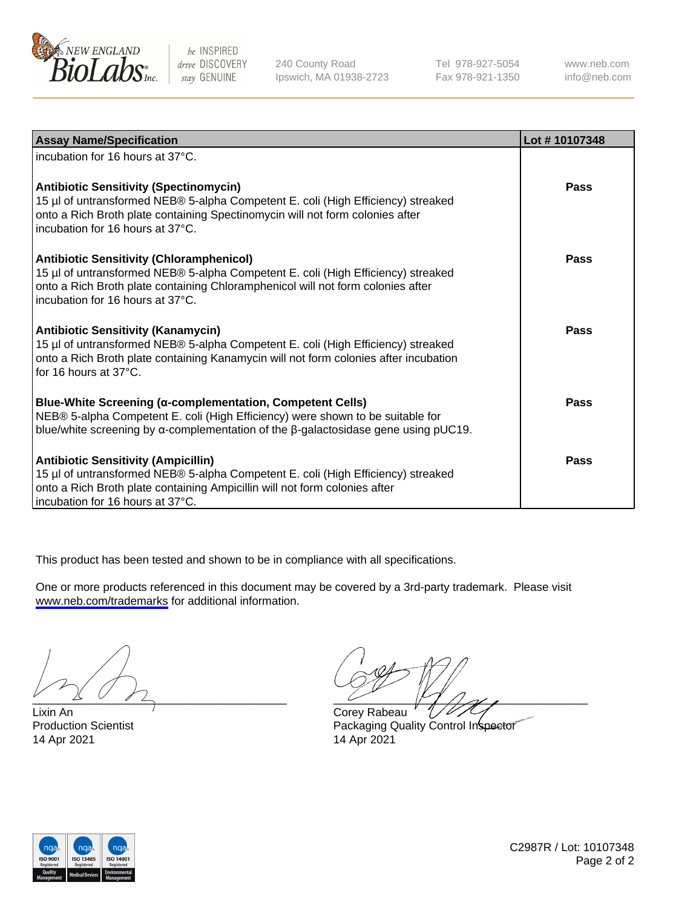| Assay Name/Specification | Lot # 10107348 |
|---|---|
| incubation for 16 hours at 37°C. | |
| **Antibiotic Sensitivity (Spectinomycin)** 15 µl of untransformed NEB® 5-alpha Competent E. coli (High Efficiency) streaked onto a Rich Broth plate containing Spectinomycin will not form colonies after incubation for 16 hours at 37°C. | Pass |
| **Antibiotic Sensitivity (Chloramphenicol)** 15 µl of untransformed NEB® 5-alpha Competent E. coli (High Efficiency) streaked onto a Rich Broth plate containing Chloramphenicol will not form colonies after incubation for 16 hours at 37°C. | Pass |
| **Antibiotic Sensitivity (Kanamycin)** 15 µl of untransformed NEB® 5-alpha Competent E. coli (High Efficiency) streaked onto a Rich Broth plate containing Kanamycin will not form colonies after incubation for 16 hours at 37°C. | Pass |
| **Blue-White Screening (α-complementation, Competent Cells)** NEB® 5-alpha Competent E. coli (High Efficiency) were shown to be suitable for blue/white screening by α-complementation of the β-galactosidase gene using pUC19. | Pass |
| **Antibiotic Sensitivity (Ampicillin)** 15 µl of untransformed NEB® 5-alpha Competent E. coli (High Efficiency) streaked onto a Rich Broth plate containing Ampicillin will not form colonies after incubation for 16 hours at 37°C. | Pass |

This product has been tested and shown to be in compliance with all specifications.

One or more products referenced in this document may be covered by a 3rd-party trademark. Please visit www.neb.com/trademarks for additional information.

Lixin An
Production Scientist
14 Apr 2021

Corey Rabeau
Packaging Quality Control Inspector
14 Apr 2021

C2987R / Lot: 10107348